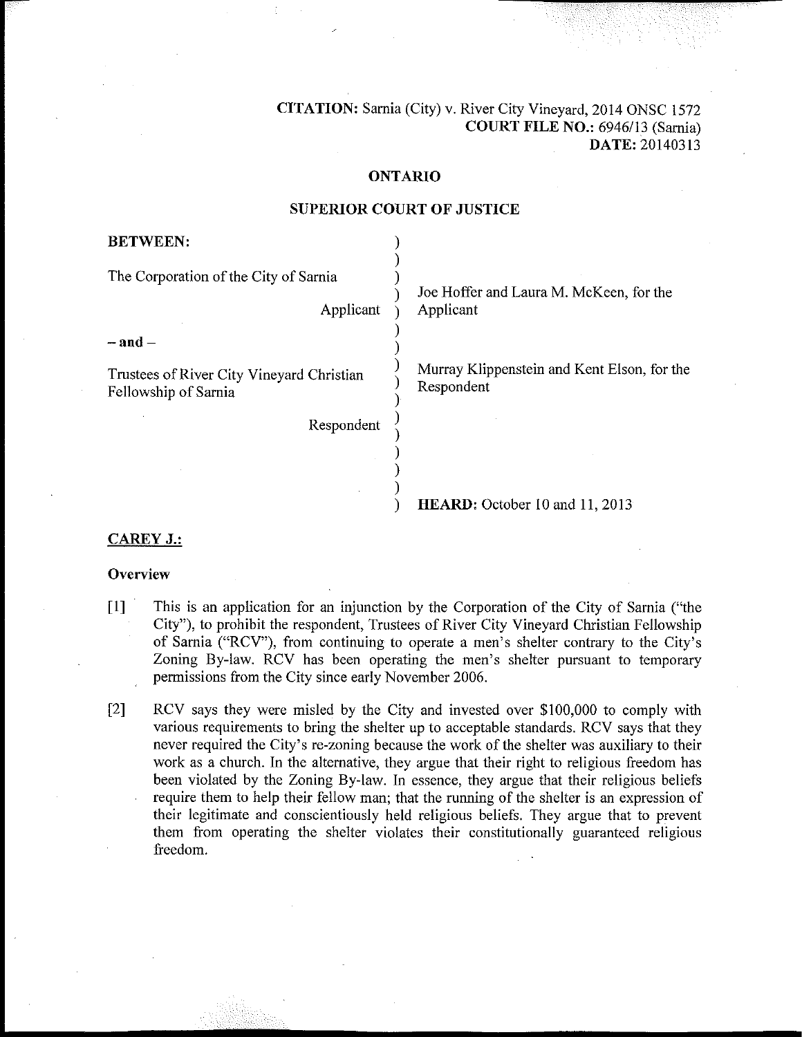**CITATION:** Sarnia (City) v. River City Vineyard, 2014 ONSC 1572
**COURT FILE NO.:** 6946/13 (Sarnia)
**DATE:** 20140313

**ONTARIO**

**SUPERIOR COURT OF JUSTICE**

| | |
|---|---|
| **BETWEEN:** | |
| The Corporation of the City of Sarnia<br><br>Applicant | Joe Hoffer and Laura M. McKeen, for the Applicant |
| **– and –** | |
| Trustees of River City Vineyard Christian Fellowship of Sarnia<br><br>Respondent | Murray Klippenstein and Kent Elson, for the Respondent |
| | **HEARD:** October 10 and 11, 2013 |

**CAREY J.:**

**Overview**

[1] This is an application for an injunction by the Corporation of the City of Sarnia ("the City"), to prohibit the respondent, Trustees of River City Vineyard Christian Fellowship of Sarnia ("RCV"), from continuing to operate a men's shelter contrary to the City's Zoning By-law. RCV has been operating the men's shelter pursuant to temporary permissions from the City since early November 2006.

[2] RCV says they were misled by the City and invested over $100,000 to comply with various requirements to bring the shelter up to acceptable standards. RCV says that they never required the City's re-zoning because the work of the shelter was auxiliary to their work as a church. In the alternative, they argue that their right to religious freedom has been violated by the Zoning By-law. In essence, they argue that their religious beliefs require them to help their fellow man; that the running of the shelter is an expression of their legitimate and conscientiously held religious beliefs. They argue that to prevent them from operating the shelter violates their constitutionally guaranteed religious freedom.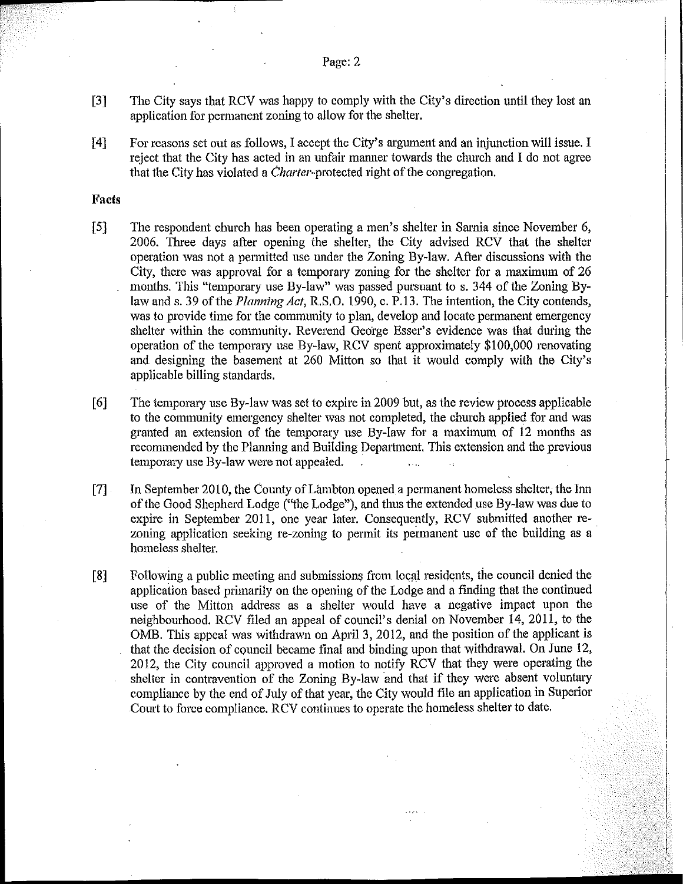[3] The City says that RCV was happy to comply with the City's direction until they lost an application for permanent zoning to allow for the shelter.

[4] For reasons set out as follows, I accept the City's argument and an injunction will issue. I reject that the City has acted in an unfair manner towards the church and I do not agree that the City has violated a *Charter*-protected right of the congregation.

**Facts**

[5] The respondent church has been operating a men's shelter in Sarnia since November 6, 2006. Three days after opening the shelter, the City advised RCV that the shelter operation was not a permitted use under the Zoning By-law. After discussions with the City, there was approval for a temporary zoning for the shelter for a maximum of 26 months. This "temporary use By-law" was passed pursuant to s. 344 of the Zoning By-law and s. 39 of the *Planning Act*, R.S.O. 1990, c. P.13. The intention, the City contends, was to provide time for the community to plan, develop and locate permanent emergency shelter within the community. Reverend George Esser's evidence was that during the operation of the temporary use By-law, RCV spent approximately $100,000 renovating and designing the basement at 260 Mitton so that it would comply with the City's applicable billing standards.

[6] The temporary use By-law was set to expire in 2009 but, as the review process applicable to the community emergency shelter was not completed, the church applied for and was granted an extension of the temporary use By-law for a maximum of 12 months as recommended by the Planning and Building Department. This extension and the previous temporary use By-law were not appealed.

[7] In September 2010, the County of Lambton opened a permanent homeless shelter, the Inn of the Good Shepherd Lodge ("the Lodge"), and thus the extended use By-law was due to expire in September 2011, one year later. Consequently, RCV submitted another re-zoning application seeking re-zoning to permit its permanent use of the building as a homeless shelter.

[8] Following a public meeting and submissions from local residents, the council denied the application based primarily on the opening of the Lodge and a finding that the continued use of the Mitton address as a shelter would have a negative impact upon the neighbourhood. RCV filed an appeal of council's denial on November 14, 2011, to the OMB. This appeal was withdrawn on April 3, 2012, and the position of the applicant is that the decision of council became final and binding upon that withdrawal. On June 12, 2012, the City council approved a motion to notify RCV that they were operating the shelter in contravention of the Zoning By-law and that if they were absent voluntary compliance by the end of July of that year, the City would file an application in Superior Court to force compliance. RCV continues to operate the homeless shelter to date.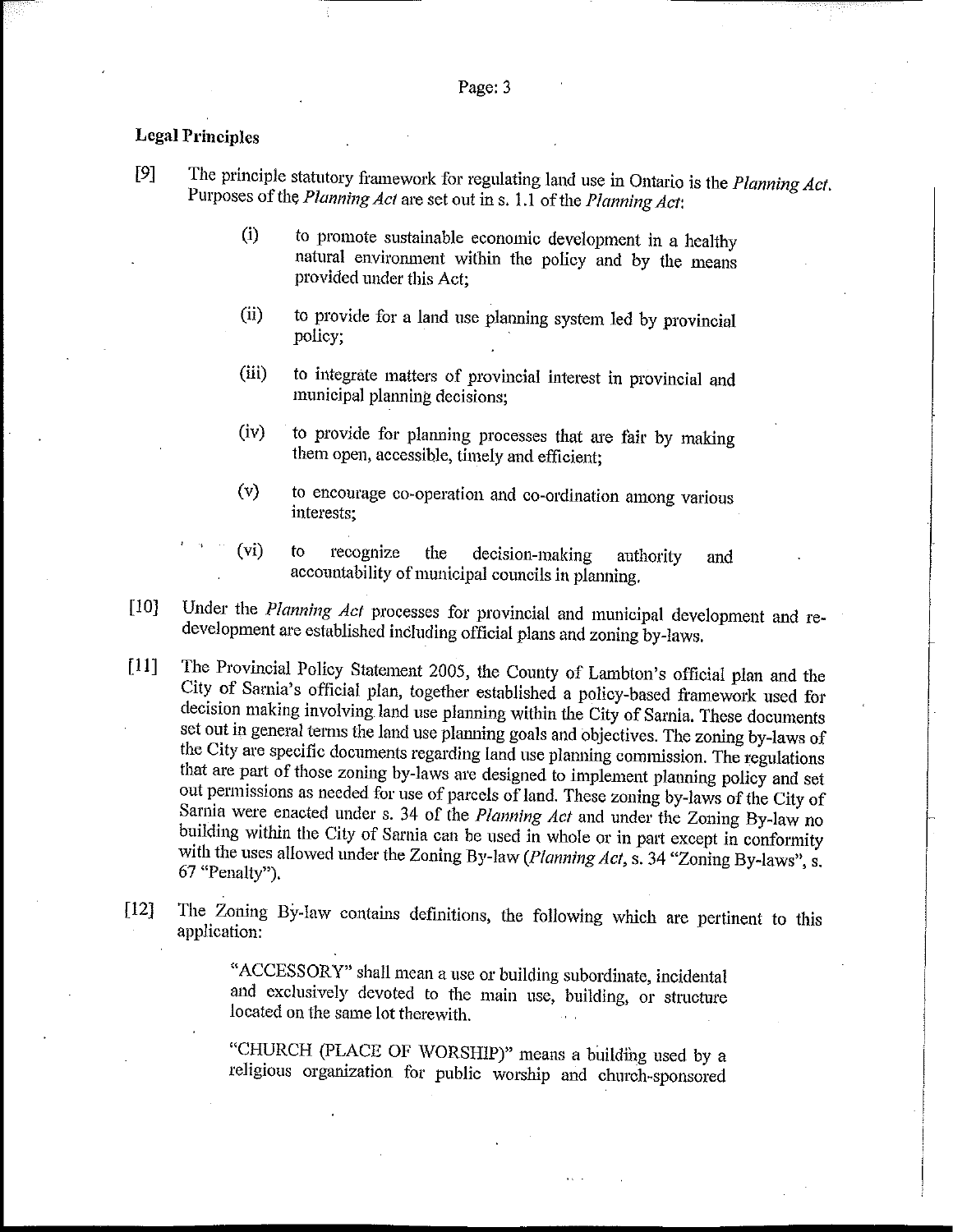**Legal Principles**

[9] The principle statutory framework for regulating land use in Ontario is the *Planning Act*. Purposes of the *Planning Act* are set out in s. 1.1 of the *Planning Act*:

> (i) to promote sustainable economic development in a healthy natural environment within the policy and by the means provided under this Act;
>
> (ii) to provide for a land use planning system led by provincial policy;
>
> (iii) to integrate matters of provincial interest in provincial and municipal planning decisions;
>
> (iv) to provide for planning processes that are fair by making them open, accessible, timely and efficient;
>
> (v) to encourage co-operation and co-ordination among various interests;
>
> (vi) to recognize the decision-making authority and accountability of municipal councils in planning.

[10] Under the *Planning Act* processes for provincial and municipal development and re-development are established including official plans and zoning by-laws.

[11] The Provincial Policy Statement 2005, the County of Lambton's official plan and the City of Sarnia's official plan, together established a policy-based framework used for decision making involving land use planning within the City of Sarnia. These documents set out in general terms the land use planning goals and objectives. The zoning by-laws of the City are specific documents regarding land use planning commission. The regulations that are part of those zoning by-laws are designed to implement planning policy and set out permissions as needed for use of parcels of land. These zoning by-laws of the City of Sarnia were enacted under s. 34 of the *Planning Act* and under the Zoning By-law no building within the City of Sarnia can be used in whole or in part except in conformity with the uses allowed under the Zoning By-law (*Planning Act*, s. 34 "Zoning By-laws", s. 67 "Penalty").

[12] The Zoning By-law contains definitions, the following which are pertinent to this application:

> "ACCESSORY" shall mean a use or building subordinate, incidental and exclusively devoted to the main use, building, or structure located on the same lot therewith.
>
> "CHURCH (PLACE OF WORSHIP)" means a building used by a religious organization for public worship and church-sponsored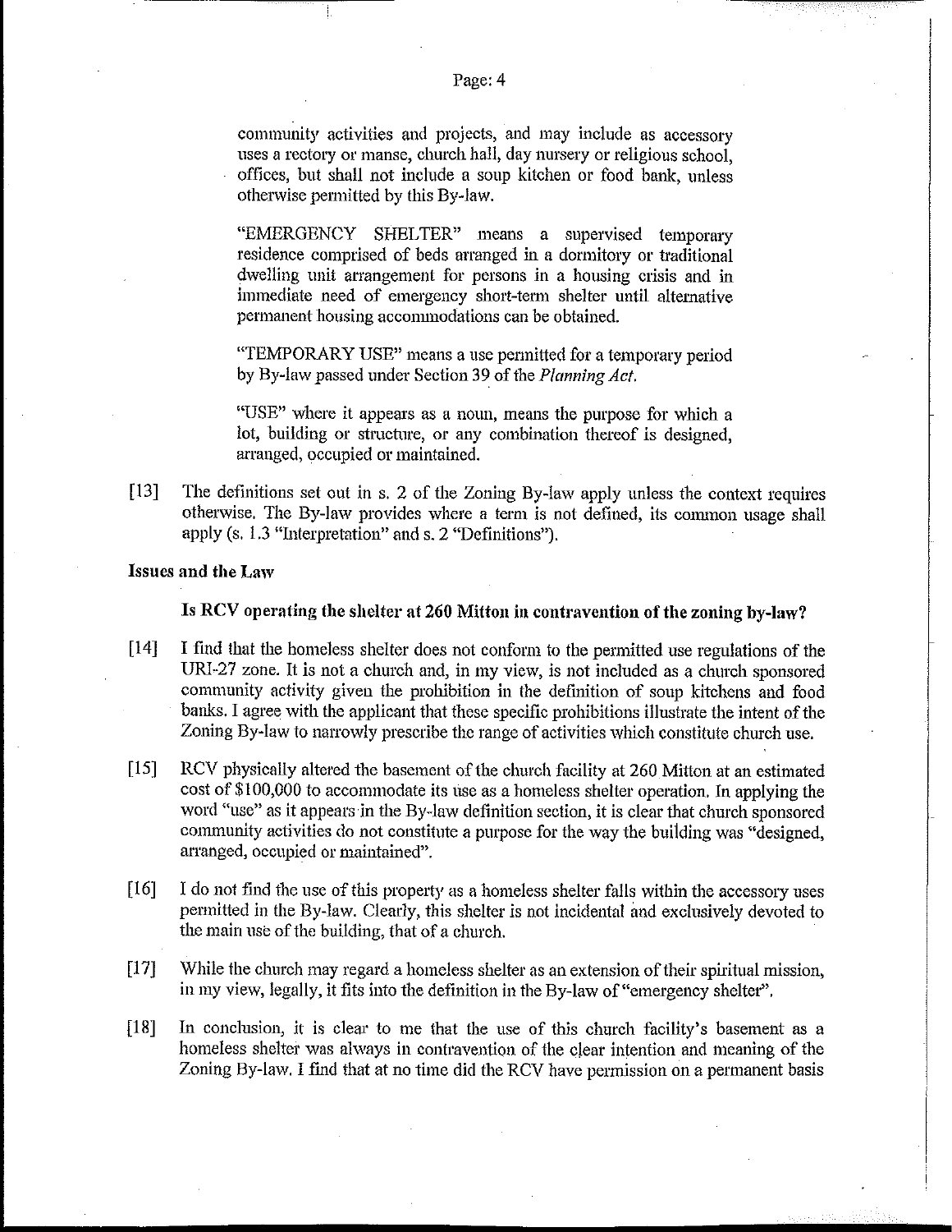community activities and projects, and may include as accessory uses a rectory or manse, church hall, day nursery or religious school, offices, but shall not include a soup kitchen or food bank, unless otherwise permitted by this By-law.

"EMERGENCY SHELTER" means a supervised temporary residence comprised of beds arranged in a dormitory or traditional dwelling unit arrangement for persons in a housing crisis and in immediate need of emergency short-term shelter until alternative permanent housing accommodations can be obtained.

"TEMPORARY USE" means a use permitted for a temporary period by By-law passed under Section 39 of the *Planning Act*.

"USE" where it appears as a noun, means the purpose for which a lot, building or structure, or any combination thereof is designed, arranged, occupied or maintained.

[13] The definitions set out in s. 2 of the Zoning By-law apply unless the context requires otherwise. The By-law provides where a term is not defined, its common usage shall apply (s. 1.3 "Interpretation" and s. 2 "Definitions").

## Issues and the Law

### Is RCV operating the shelter at 260 Mitton in contravention of the zoning by-law?

[14] I find that the homeless shelter does not conform to the permitted use regulations of the URI-27 zone. It is not a church and, in my view, is not included as a church sponsored community activity given the prohibition in the definition of soup kitchens and food banks. I agree with the applicant that these specific prohibitions illustrate the intent of the Zoning By-law to narrowly prescribe the range of activities which constitute church use.

[15] RCV physically altered the basement of the church facility at 260 Mitton at an estimated cost of $100,000 to accommodate its use as a homeless shelter operation. In applying the word "use" as it appears in the By-law definition section, it is clear that church sponsored community activities do not constitute a purpose for the way the building was "designed, arranged, occupied or maintained".

[16] I do not find the use of this property as a homeless shelter falls within the accessory uses permitted in the By-law. Clearly, this shelter is not incidental and exclusively devoted to the main use of the building, that of a church.

[17] While the church may regard a homeless shelter as an extension of their spiritual mission, in my view, legally, it fits into the definition in the By-law of "emergency shelter".

[18] In conclusion, it is clear to me that the use of this church facility's basement as a homeless shelter was always in contravention of the clear intention and meaning of the Zoning By-law. I find that at no time did the RCV have permission on a permanent basis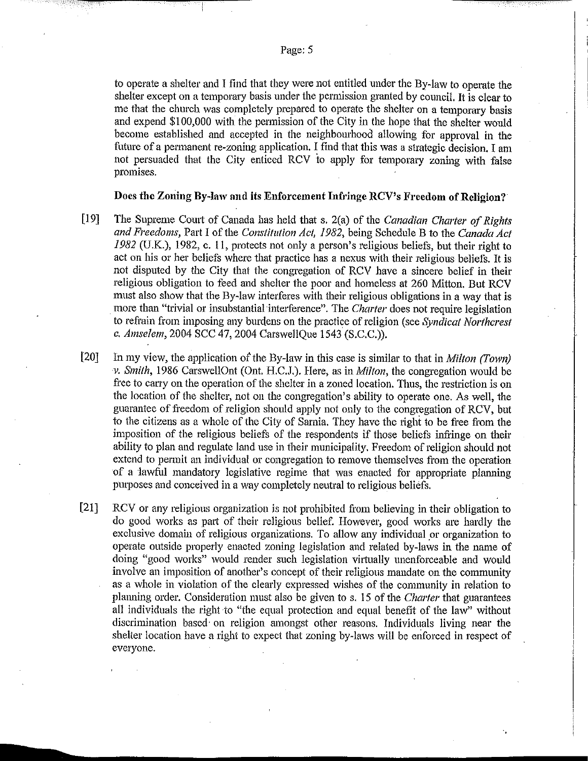to operate a shelter and I find that they were not entitled under the By-law to operate the shelter except on a temporary basis under the permission granted by council. It is clear to me that the church was completely prepared to operate the shelter on a temporary basis and expend $100,000 with the permission of the City in the hope that the shelter would become established and accepted in the neighbourhood allowing for approval in the future of a permanent re-zoning application. I find that this was a strategic decision. I am not persuaded that the City enticed RCV to apply for temporary zoning with false promises.

### Does the Zoning By-law and its Enforcement Infringe RCV's Freedom of Religion?

[19] The Supreme Court of Canada has held that s. 2(a) of the *Canadian Charter of Rights and Freedoms*, Part I of the *Constitution Act, 1982*, being Schedule B to the *Canada Act 1982* (U.K.), 1982, c. 11, protects not only a person's religious beliefs, but their right to act on his or her beliefs where that practice has a nexus with their religious beliefs. It is not disputed by the City that the congregation of RCV have a sincere belief in their religious obligation to feed and shelter the poor and homeless at 260 Mitton. But RCV must also show that the By-law interferes with their religious obligations in a way that is more than "trivial or insubstantial interference". The *Charter* does not require legislation to refrain from imposing any burdens on the practice of religion (see *Syndicat Northcrest c. Amselem*, 2004 SCC 47, 2004 CarswellQue 1543 (S.C.C.)).

[20] In my view, the application of the By-law in this case is similar to that in *Milton (Town) v. Smith*, 1986 CarswellOnt (Ont. H.C.J.). Here, as in *Milton*, the congregation would be free to carry on the operation of the shelter in a zoned location. Thus, the restriction is on the location of the shelter, not on the congregation's ability to operate one. As well, the guarantee of freedom of religion should apply not only to the congregation of RCV, but to the citizens as a whole of the City of Sarnia. They have the right to be free from the imposition of the religious beliefs of the respondents if those beliefs infringe on their ability to plan and regulate land use in their municipality. Freedom of religion should not extend to permit an individual or congregation to remove themselves from the operation of a lawful mandatory legislative regime that was enacted for appropriate planning purposes and conceived in a way completely neutral to religious beliefs.

[21] RCV or any religious organization is not prohibited from believing in their obligation to do good works as part of their religious belief. However, good works are hardly the exclusive domain of religious organizations. To allow any individual or organization to operate outside properly enacted zoning legislation and related by-laws in the name of doing "good works" would render such legislation virtually unenforceable and would involve an imposition of another's concept of their religious mandate on the community as a whole in violation of the clearly expressed wishes of the community in relation to planning order. Consideration must also be given to s. 15 of the *Charter* that guarantees all individuals the right to "the equal protection and equal benefit of the law" without discrimination based on religion amongst other reasons. Individuals living near the shelter location have a right to expect that zoning by-laws will be enforced in respect of everyone.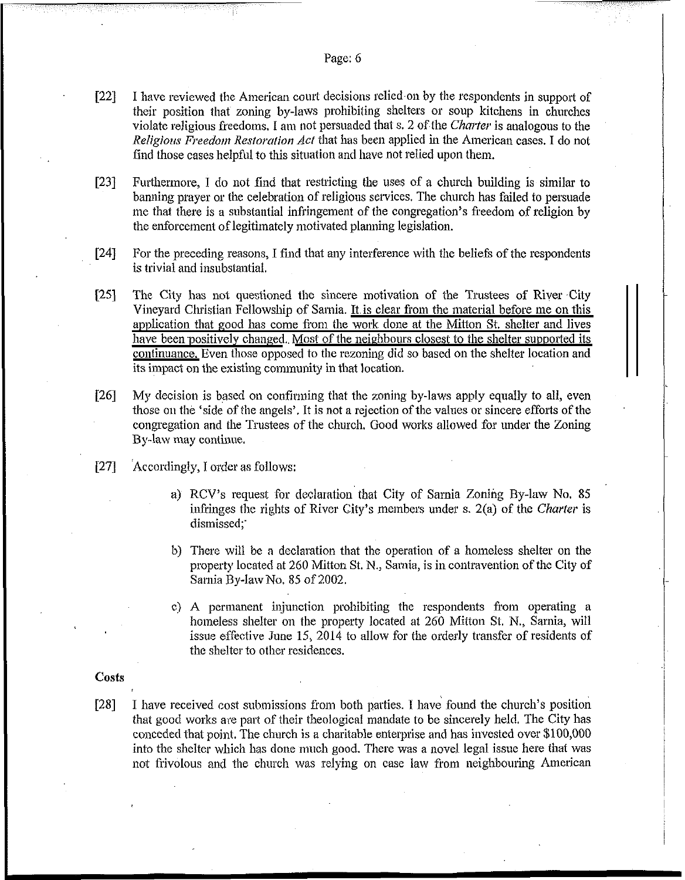[22] I have reviewed the American court decisions relied on by the respondents in support of their position that zoning by-laws prohibiting shelters or soup kitchens in churches violate religious freedoms. I am not persuaded that s. 2 of the *Charter* is analogous to the *Religious Freedom Restoration Act* that has been applied in the American cases. I do not find those cases helpful to this situation and have not relied upon them.

[23] Furthermore, I do not find that restricting the uses of a church building is similar to banning prayer or the celebration of religious services. The church has failed to persuade me that there is a substantial infringement of the congregation's freedom of religion by the enforcement of legitimately motivated planning legislation.

[24] For the preceding reasons, I find that any interference with the beliefs of the respondents is trivial and insubstantial.

[25] The City has not questioned the sincere motivation of the Trustees of River City Vineyard Christian Fellowship of Sarnia. It is clear from the material before me on this application that good has come from the work done at the Mitton St. shelter and lives have been positively changed. Most of the neighbours closest to the shelter supported its continuance. Even those opposed to the rezoning did so based on the shelter location and its impact on the existing community in that location.

[26] My decision is based on confirming that the zoning by-laws apply equally to all, even those on the 'side of the angels'. It is not a rejection of the values or sincere efforts of the congregation and the Trustees of the church. Good works allowed for under the Zoning By-law may continue.

[27] Accordingly, I order as follows:

a) RCV's request for declaration that City of Sarnia Zoning By-law No. 85 infringes the rights of River City's members under s. 2(a) of the *Charter* is dismissed;

b) There will be a declaration that the operation of a homeless shelter on the property located at 260 Mitton St. N., Sarnia, is in contravention of the City of Sarnia By-law No. 85 of 2002.

c) A permanent injunction prohibiting the respondents from operating a homeless shelter on the property located at 260 Mitton St. N., Sarnia, will issue effective June 15, 2014 to allow for the orderly transfer of residents of the shelter to other residences.

**Costs**

[28] I have received cost submissions from both parties. I have found the church's position that good works are part of their theological mandate to be sincerely held. The City has conceded that point. The church is a charitable enterprise and has invested over $100,000 into the shelter which has done much good. There was a novel legal issue here that was not frivolous and the church was relying on case law from neighbouring American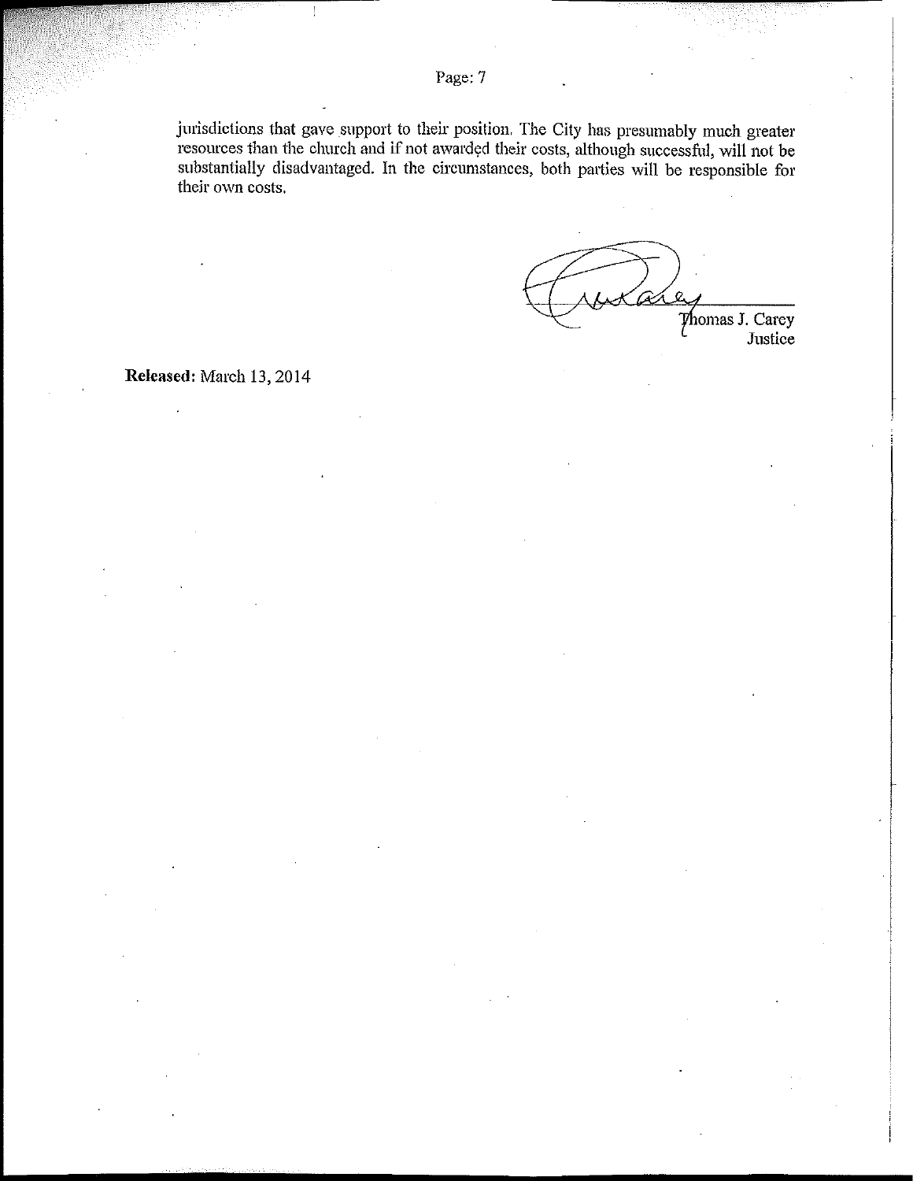jurisdictions that gave support to their position. The City has presumably much greater resources than the church and if not awarded their costs, although successful, will not be substantially disadvantaged. In the circumstances, both parties will be responsible for their own costs.

Thomas J. Carey
Justice

**Released:** March 13, 2014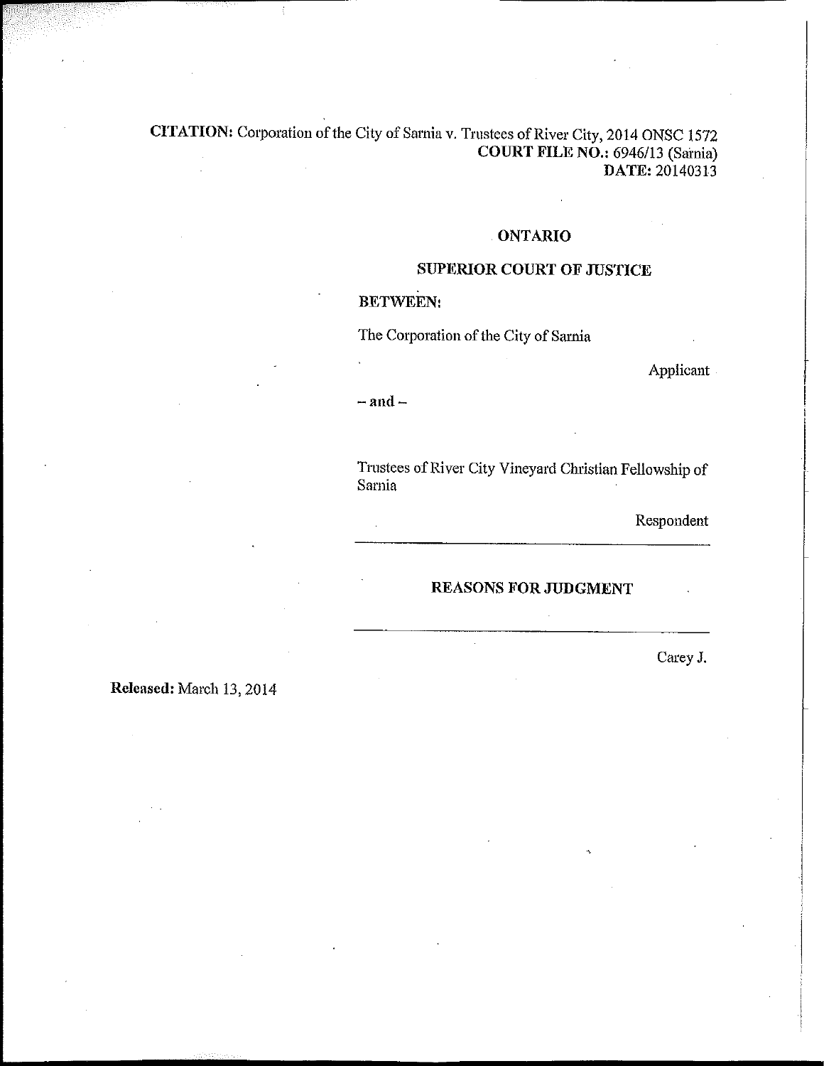**CITATION:** Corporation of the City of Sarnia v. Trustees of River City, 2014 ONSC 1572
**COURT FILE NO.:** 6946/13 (Sarnia)
**DATE:** 20140313

**ONTARIO**

**SUPERIOR COURT OF JUSTICE**

**BETWEEN:**

The Corporation of the City of Sarnia

Applicant

– and –

Trustees of River City Vineyard Christian Fellowship of Sarnia

Respondent

**REASONS FOR JUDGMENT**

Carey J.

**Released:** March 13, 2014